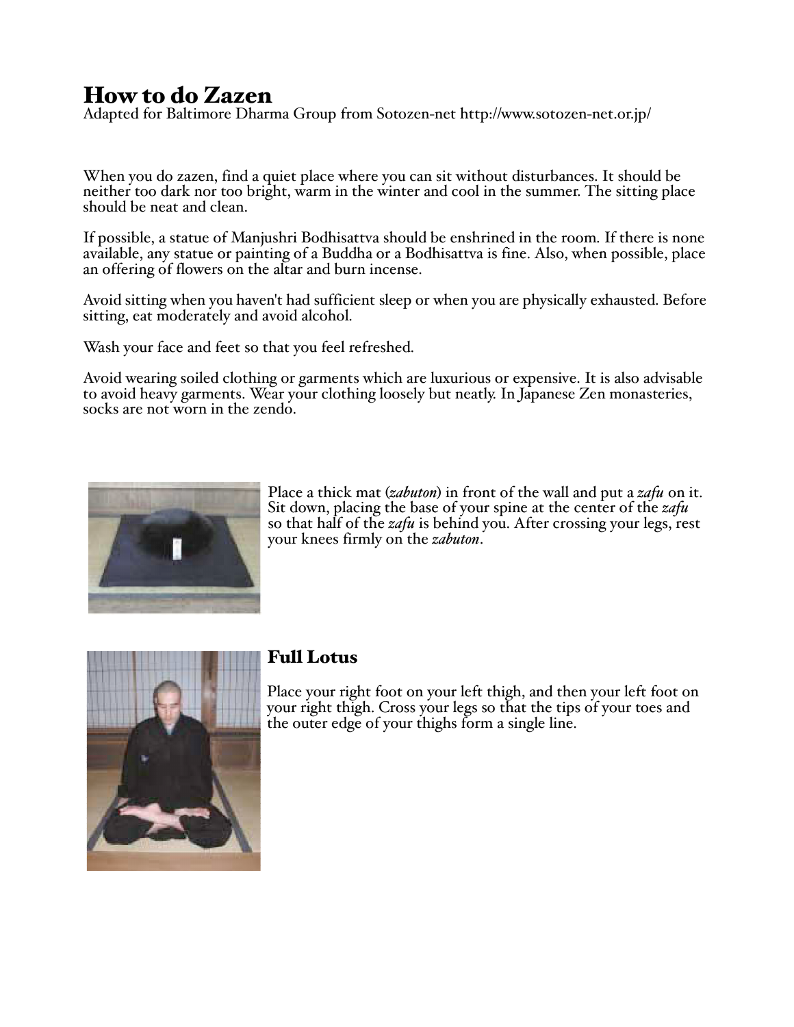# How to do Zazen

Adapted for Baltimore Dharma Group from Sotozen-net http://www.sotozen-net.or.jp/

When you do zazen, find a quiet place where you can sit without disturbances. It should be neither too dark nor too bright, warm in the winter and cool in the summer. The sitting place should be neat and clean.

If possible, a statue of Manjushri Bodhisattva should be enshrined in the room. If there is none available, any statue or painting of a Buddha or a Bodhisattva is fine. Also, when possible, place an offering of flowers on the altar and burn incense.

Avoid sitting when you haven't had sufficient sleep or when you are physically exhausted. Before sitting, eat moderately and avoid alcohol.

Wash your face and feet so that you feel refreshed.

Avoid wearing soiled clothing or garments which are luxurious or expensive. It is also advisable to avoid heavy garments. Wear your clothing loosely but neatly. In Japanese Zen monasteries, socks are not worn in the zendo.

Place a thick mat (*zabuton*) in front of the wall and put a *zafu* on it. Sit down, placing the base of your spine at the center of the *zafu* so that half of the *zafu* is behind you. After crossing your legs, rest your knees firmly on the *zabuton*.

## Full Lotus

Place your right foot on your left thigh, and then your left foot on your right thigh. Cross your legs so that the tips of your toes and the outer edge of your thighs form a single line.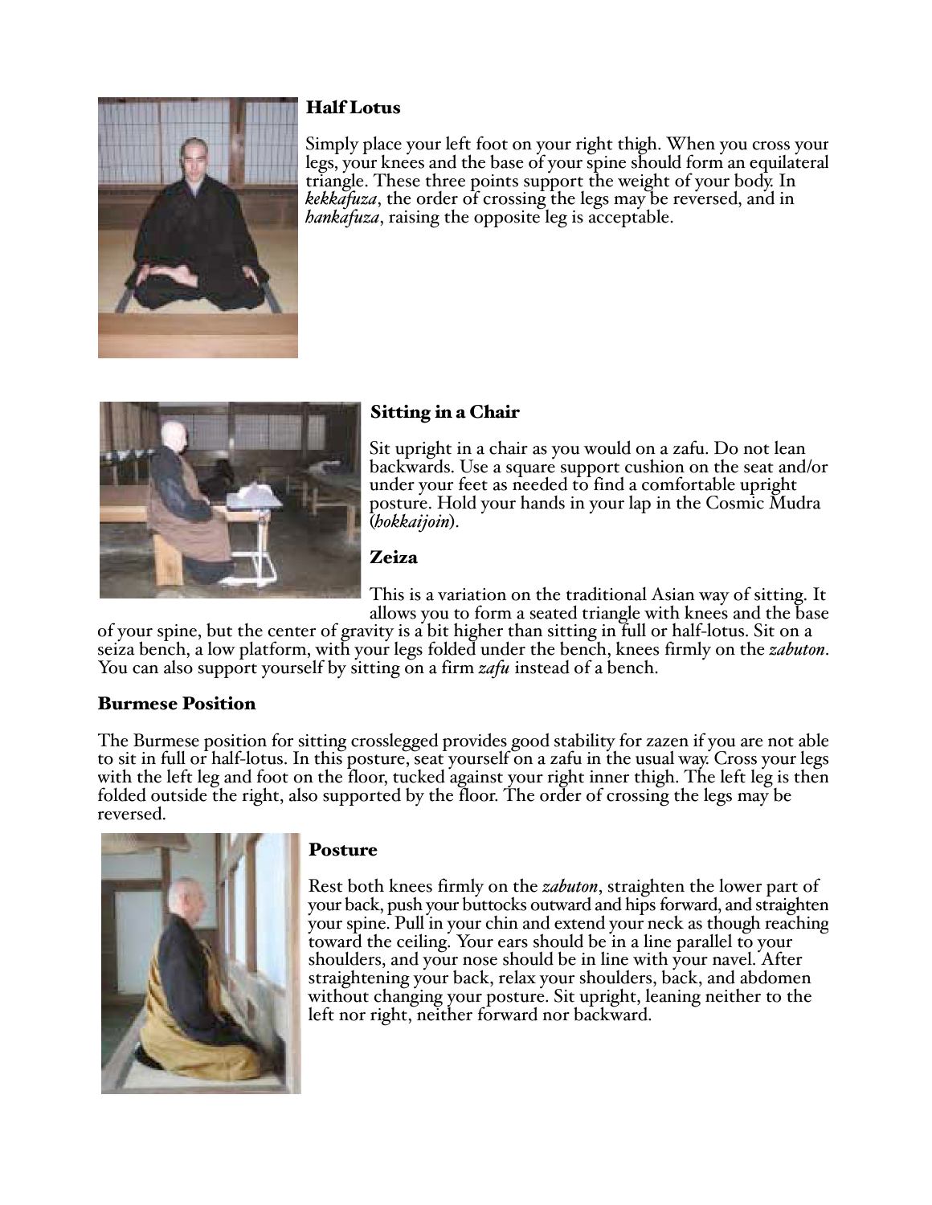### Half Lotus

Simply place your left foot on your right thigh. When you cross your legs, your knees and the base of your spine should form an equilateral triangle. These three points support the weight of your body. In *kekkafuza*, the order of crossing the legs may be reversed, and in *hankafuza*, raising the opposite leg is acceptable.

### Sitting in a Chair

Sit upright in a chair as you would on a zafu. Do not lean backwards. Use a square support cushion on the seat and/or under your feet as needed to find a comfortable upright posture. Hold your hands in your lap in the Cosmic Mudra (*hokkaijoin*).

### Zeiza

This is a variation on the traditional Asian way of sitting. It allows you to form a seated triangle with knees and the base of your spine, but the center of gravity is a bit higher than sitting in full or half-lotus. Sit on a seiza bench, a low platform, with your legs folded under the bench, knees firmly on the *zabuton*. You can also support yourself by sitting on a firm *zafu* instead of a bench.

### Burmese Position

The Burmese position for sitting crosslegged provides good stability for zazen if you are not able to sit in full or half-lotus. In this posture, seat yourself on a zafu in the usual way. Cross your legs with the left leg and foot on the floor, tucked against your right inner thigh. The left leg is then folded outside the right, also supported by the floor. The order of crossing the legs may be reversed.

### Posture

Rest both knees firmly on the *zabuton*, straighten the lower part of your back, push your buttocks outward and hips forward, and straighten your spine. Pull in your chin and extend your neck as though reaching toward the ceiling. Your ears should be in a line parallel to your shoulders, and your nose should be in line with your navel. After straightening your back, relax your shoulders, back, and abdomen without changing your posture. Sit upright, leaning neither to the left nor right, neither forward nor backward.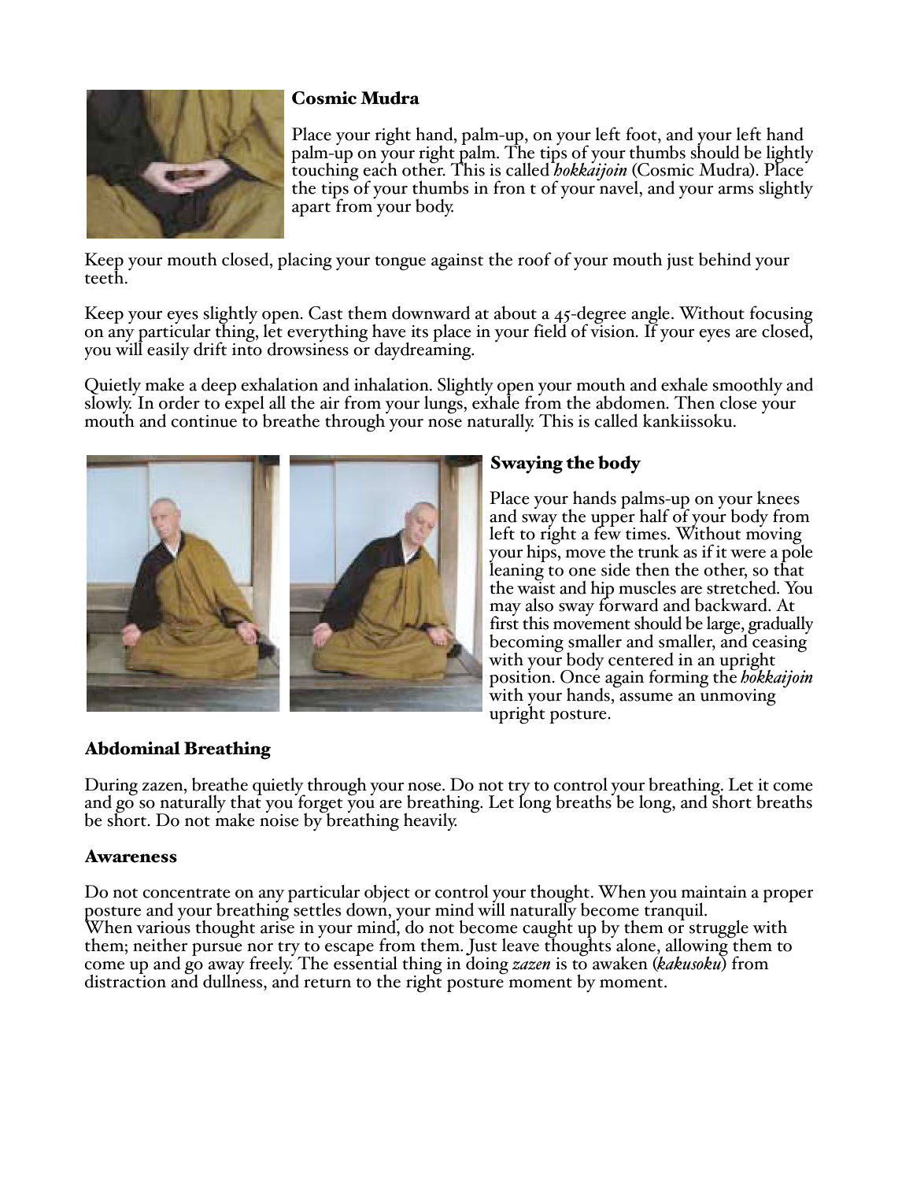### Cosmic Mudra

Place your right hand, palm-up, on your left foot, and your left hand palm-up on your right palm. The tips of your thumbs should be lightly touching each other. This is called *hokkaijoin* (Cosmic Mudra). Place the tips of your thumbs in fron t of your navel, and your arms slightly apart from your body.

Keep your mouth closed, placing your tongue against the roof of your mouth just behind your teeth.

Keep your eyes slightly open. Cast them downward at about a 45-degree angle. Without focusing on any particular thing, let everything have its place in your field of vision. If your eyes are closed, you will easily drift into drowsiness or daydreaming.

Quietly make a deep exhalation and inhalation. Slightly open your mouth and exhale smoothly and slowly. In order to expel all the air from your lungs, exhale from the abdomen. Then close your mouth and continue to breathe through your nose naturally. This is called kankiissoku.

### Swaying the body

Place your hands palms-up on your knees and sway the upper half of your body from left to right a few times. Without moving your hips, move the trunk as if it were a pole leaning to one side then the other, so that the waist and hip muscles are stretched. You may also sway forward and backward. At first this movement should be large, gradually becoming smaller and smaller, and ceasing with your body centered in an upright position. Once again forming the *hokkaijoin* with your hands, assume an unmoving upright posture.

### Abdominal Breathing

During zazen, breathe quietly through your nose. Do not try to control your breathing. Let it come and go so naturally that you forget you are breathing. Let long breaths be long, and short breaths be short. Do not make noise by breathing heavily.

### Awareness

Do not concentrate on any particular object or control your thought. When you maintain a proper posture and your breathing settles down, your mind will naturally become tranquil.
When various thought arise in your mind, do not become caught up by them or struggle with them; neither pursue nor try to escape from them. Just leave thoughts alone, allowing them to come up and go away freely. The essential thing in doing *zazen* is to awaken (*kakusoku*) from distraction and dullness, and return to the right posture moment by moment.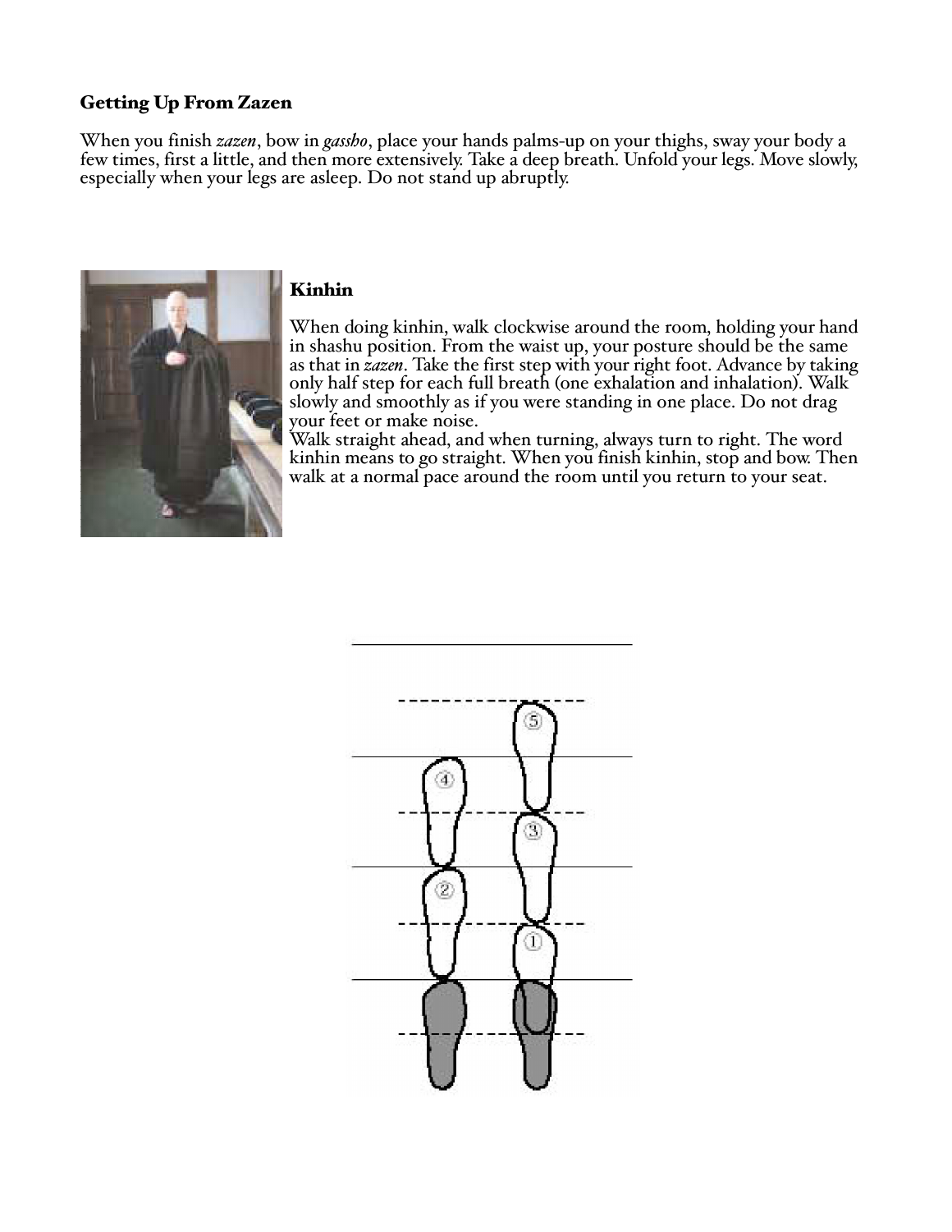### Getting Up From Zazen

When you finish *zazen*, bow in *gassho*, place your hands palms-up on your thighs, sway your body a few times, first a little, and then more extensively. Take a deep breath. Unfold your legs. Move slowly, especially when your legs are asleep. Do not stand up abruptly.

### Kinhin

When doing kinhin, walk clockwise around the room, holding your hand in shashu position. From the waist up, your posture should be the same as that in *zazen*. Take the first step with your right foot. Advance by taking only half step for each full breath (one exhalation and inhalation). Walk slowly and smoothly as if you were standing in one place. Do not drag your feet or make noise.
Walk straight ahead, and when turning, always turn to right. The word kinhin means to go straight. When you finish kinhin, stop and bow. Then walk at a normal pace around the room until you return to your seat.

⑤
④
③
②
①